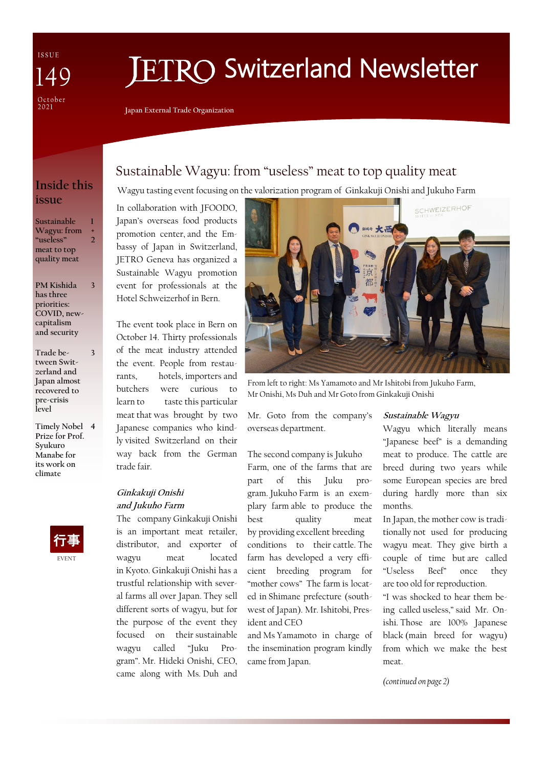ISSUE 149

October 2021

# JETRO Switzerland Newsletter

Japan External Trade Organization

## Inside this issue

- Sustainable Wagyu: from "useless" meat to top quality meat — 1 + 2
- PM Kishida has three priorities: COVID, new-capitalism and security — 3
- Trade between Switzerland and Japan almost recovered to pre-crisis level — 3
- Timely Nobel Prize for Prof. Syukuro Manabe for its work on climate — 4

行事

EVENT

## Sustainable Wagyu: from "useless" meat to top quality meat

Wagyu tasting event focusing on the valorization program of Ginkakuji Onishi and Jukuho Farm

In collaboration with JFOODO, Japan's overseas food products promotion center, and the Embassy of Japan in Switzerland, JETRO Geneva has organized a Sustainable Wagyu promotion event for professionals at the Hotel Schweizerhof in Bern.

The event took place in Bern on October 14. Thirty professionals of the meat industry attended the event. People from restaurants, hotels, importers and butchers were curious to learn to taste this particular meat that was brought by two Japanese companies who kindly visited Switzerland on their way back from the German trade fair.

From left to right: Ms Yamamoto and Mr Ishitobi from Jukuho Farm, Mr Onishi, Ms Duh and Mr Goto from Ginkakuji Onishi

### *Ginkakuji Onishi and Jukuho Farm*

The company Ginkakuji Onishi is an important meat retailer, distributor, and exporter of wagyu meat located in Kyoto. Ginkakuji Onishi has a trustful relationship with several farms all over Japan. They sell different sorts of wagyu, but for the purpose of the event they focused on their sustainable wagyu called "Juku Program". Mr. Hideki Onishi, CEO, came along with Ms. Duh and Mr. Goto from the company's overseas department.

The second company is Jukuho Farm, one of the farms that are part of this Juku program. Jukuho Farm is an exemplary farm able to produce the best quality meat by providing excellent breeding conditions to their cattle. The farm has developed a very efficient breeding program for "mother cows" The farm is located in Shimane prefecture (southwest of Japan). Mr. Ishitobi, President and CEO and Ms Yamamoto in charge of the insemination program kindly came from Japan.

### *Sustainable Wagyu*

Wagyu which literally means "Japanese beef" is a demanding meat to produce. The cattle are breed during two years while some European species are bred during hardly more than six months.

In Japan, the mother cow is traditionally not used for producing wagyu meat. They give birth a couple of time but are called "Useless Beef" once they are too old for reproduction.

"I was shocked to hear them being called useless," said Mr. Onishi. Those are 100% Japanese black (main breed for wagyu) from which we make the best meat.

*(continued on page 2)*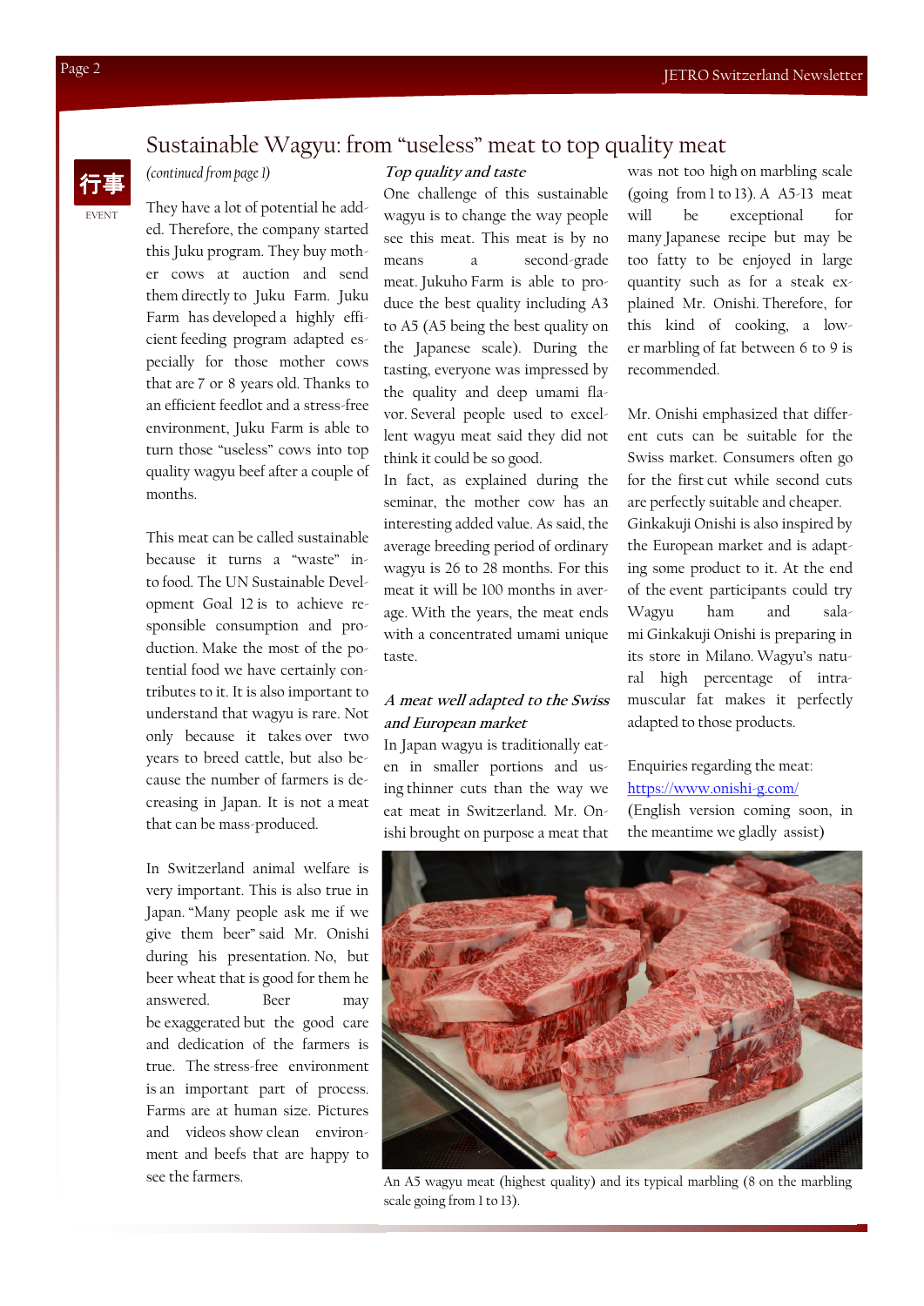行事

EVENT

# Sustainable Wagyu: from “useless” meat to top quality meat

*(continued from page 1)*

They have a lot of potential he added. Therefore, the company started this Juku program. They buy mother cows at auction and send them directly to Juku Farm. Juku Farm has developed a highly efficient feeding program adapted especially for those mother cows that are 7 or 8 years old. Thanks to an efficient feedlot and a stress-free environment, Juku Farm is able to turn those “useless” cows into top quality wagyu beef after a couple of months.

This meat can be called sustainable because it turns a “waste” into food. The UN Sustainable Development Goal 12 is to achieve responsible consumption and production. Make the most of the potential food we have certainly contributes to it. It is also important to understand that wagyu is rare. Not only because it takes over two years to breed cattle, but also because the number of farmers is decreasing in Japan. It is not a meat that can be mass-produced.

In Switzerland animal welfare is very important. This is also true in Japan. “Many people ask me if we give them beer” said Mr. Onishi during his presentation. No, but beer wheat that is good for them he answered. Beer may be exaggerated but the good care and dedication of the farmers is true. The stress-free environment is an important part of process. Farms are at human size. Pictures and videos show clean environment and beefs that are happy to see the farmers.

### *Top quality and taste*

One challenge of this sustainable wagyu is to change the way people see this meat. This meat is by no means a second-grade meat. Jukuho Farm is able to produce the best quality including A3 to A5 (A5 being the best quality on the Japanese scale). During the tasting, everyone was impressed by the quality and deep umami flavor. Several people used to excellent wagyu meat said they did not think it could be so good.

In fact, as explained during the seminar, the mother cow has an interesting added value. As said, the average breeding period of ordinary wagyu is 26 to 28 months. For this meat it will be 100 months in average. With the years, the meat ends with a concentrated umami unique taste.

### *A meat well adapted to the Swiss and European market*

In Japan wagyu is traditionally eaten in smaller portions and using thinner cuts than the way we eat meat in Switzerland. Mr. Onishi brought on purpose a meat that was not too high on marbling scale (going from 1 to 13). A A5-13 meat will be exceptional for many Japanese recipe but may be too fatty to be enjoyed in large quantity such as for a steak explained Mr. Onishi. Therefore, for this kind of cooking, a lower marbling of fat between 6 to 9 is recommended.

Mr. Onishi emphasized that different cuts can be suitable for the Swiss market. Consumers often go for the first cut while second cuts are perfectly suitable and cheaper. Ginkakuji Onishi is also inspired by the European market and is adapting some product to it. At the end of the event participants could try Wagyu ham and salami Ginkakuji Onishi is preparing in its store in Milano. Wagyu’s natural high percentage of intramuscular fat makes it perfectly adapted to those products.

Enquiries regarding the meat:
https://www.onishi-g.com/
(English version coming soon, in the meantime we gladly assist)

An A5 wagyu meat (highest quality) and its typical marbling (8 on the marbling scale going from 1 to 13).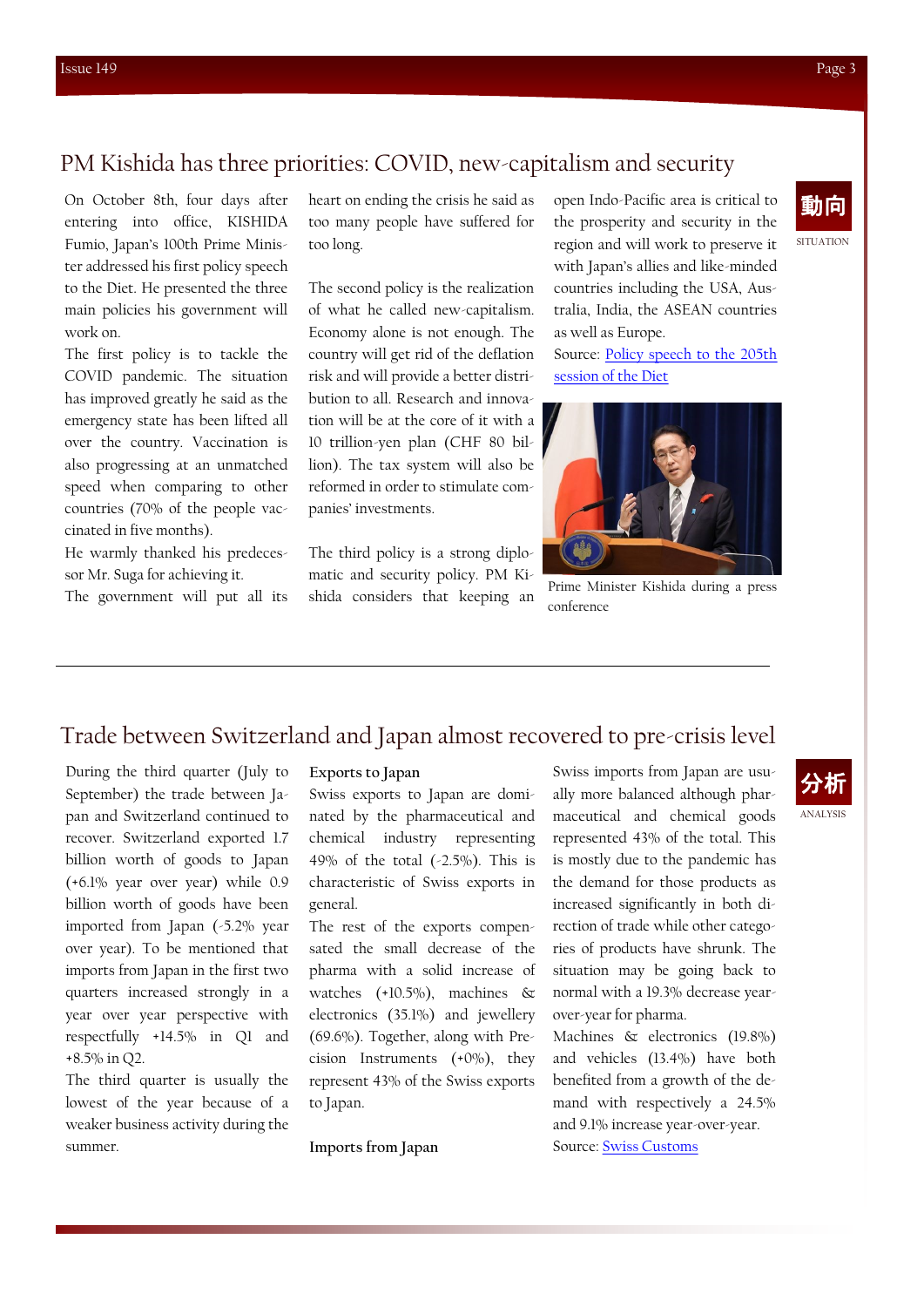# PM Kishida has three priorities: COVID, new-capitalism and security

動向

SITUATION

On October 8th, four days after entering into office, KISHIDA Fumio, Japan's 100th Prime Minister addressed his first policy speech to the Diet. He presented the three main policies his government will work on.

The first policy is to tackle the COVID pandemic. The situation has improved greatly he said as the emergency state has been lifted all over the country. Vaccination is also progressing at an unmatched speed when comparing to other countries (70% of the people vaccinated in five months).

He warmly thanked his predecessor Mr. Suga for achieving it.

The government will put all its heart on ending the crisis he said as too many people have suffered for too long.

The second policy is the realization of what he called new-capitalism. Economy alone is not enough. The country will get rid of the deflation risk and will provide a better distribution to all. Research and innovation will be at the core of it with a 10 trillion-yen plan (CHF 80 billion). The tax system will also be reformed in order to stimulate companies' investments.

The third policy is a strong diplomatic and security policy. PM Kishida considers that keeping an open Indo-Pacific area is critical to the prosperity and security in the region and will work to preserve it with Japan's allies and like-minded countries including the USA, Australia, India, the ASEAN countries as well as Europe.

Source: [Policy speech to the 205th session of the Diet]

Prime Minister Kishida during a press conference

# Trade between Switzerland and Japan almost recovered to pre-crisis level

分析

ANALYSIS

During the third quarter (July to September) the trade between Japan and Switzerland continued to recover. Switzerland exported 1.7 billion worth of goods to Japan (+6.1% year over year) while 0.9 billion worth of goods have been imported from Japan (-5.2% year over year). To be mentioned that imports from Japan in the first two quarters increased strongly in a year over year perspective with respectfully +14.5% in Q1 and +8.5% in Q2.

The third quarter is usually the lowest of the year because of a weaker business activity during the summer.

**Exports to Japan**

Swiss exports to Japan are dominated by the pharmaceutical and chemical industry representing 49% of the total (-2.5%). This is characteristic of Swiss exports in general.

The rest of the exports compensated the small decrease of the pharma with a solid increase of watches (+10.5%), machines & electronics (35.1%) and jewellery (69.6%). Together, along with Precision Instruments (+0%), they represent 43% of the Swiss exports to Japan.

**Imports from Japan**

Swiss imports from Japan are usually more balanced although pharmaceutical and chemical goods represented 43% of the total. This is mostly due to the pandemic has the demand for those products as increased significantly in both direction of trade while other categories of products have shrunk. The situation may be going back to normal with a 19.3% decrease year-over-year for pharma.

Machines & electronics (19.8%) and vehicles (13.4%) have both benefited from a growth of the demand with respectively a 24.5% and 9.1% increase year-over-year.

Source: [Swiss Customs]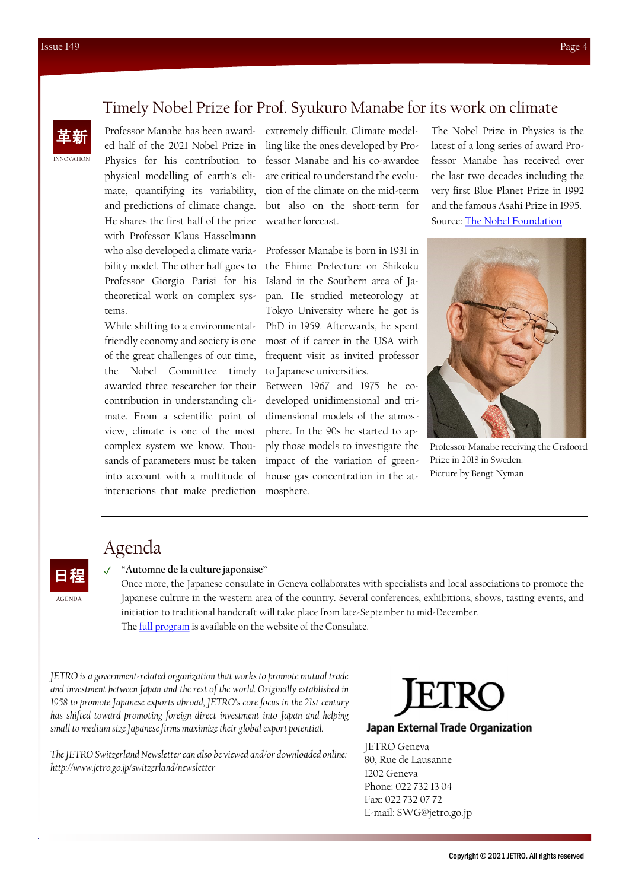## Timely Nobel Prize for Prof. Syukuro Manabe for its work on climate

革新

INNOVATION

Professor Manabe has been awarded half of the 2021 Nobel Prize in Physics for his contribution to physical modelling of earth's climate, quantifying its variability, and predictions of climate change. He shares the first half of the prize with Professor Klaus Hasselmann who also developed a climate variability model. The other half goes to Professor Giorgio Parisi for his theoretical work on complex systems.

While shifting to a environmental-friendly economy and society is one of the great challenges of our time, the Nobel Committee timely awarded three researcher for their contribution in understanding climate. From a scientific point of view, climate is one of the most complex system we know. Thousands of parameters must be taken into account with a multitude of interactions that make prediction extremely difficult. Climate modelling like the ones developed by Professor Manabe and his co-awardee are critical to understand the evolution of the climate on the mid-term but also on the short-term for weather forecast.

Professor Manabe is born in 1931 in the Ehime Prefecture on Shikoku Island in the Southern area of Japan. He studied meteorology at Tokyo University where he got is PhD in 1959. Afterwards, he spent most of if career in the USA with frequent visit as invited professor to Japanese universities.

Between 1967 and 1975 he co-developed unidimensional and tri-dimensional models of the atmosphere. In the 90s he started to apply those models to investigate the impact of the variation of greenhouse gas concentration in the atmosphere.

The Nobel Prize in Physics is the latest of a long series of award Professor Manabe has received over the last two decades including the very first Blue Planet Prize in 1992 and the famous Asahi Prize in 1995.

Source: [The Nobel Foundation]

Professor Manabe receiving the Crafoord Prize in 2018 in Sweden.
Picture by Bengt Nyman

## Agenda

日程

AGENDA

✓ **"Automne de la culture japonaise"**

Once more, the Japanese consulate in Geneva collaborates with specialists and local associations to promote the Japanese culture in the western area of the country. Several conferences, exhibitions, shows, tasting events, and initiation to traditional handcraft will take place from late-September to mid-December.

The [full program] is available on the website of the Consulate.

*JETRO is a government-related organization that works to promote mutual trade and investment between Japan and the rest of the world. Originally established in 1958 to promote Japanese exports abroad, JETRO's core focus in the 21st century has shifted toward promoting foreign direct investment into Japan and helping small to medium size Japanese firms maximize their global export potential.*

*The JETRO Switzerland Newsletter can also be viewed and/or downloaded online: http://www.jetro.go.jp/switzerland/newsletter*

JETRO
Japan External Trade Organization

JETRO Geneva
80, Rue de Lausanne
1202 Geneva
Phone: 022 732 13 04
Fax: 022 732 07 72
E-mail: SWG@jetro.go.jp

Copyright © 2021 JETRO. All rights reserved